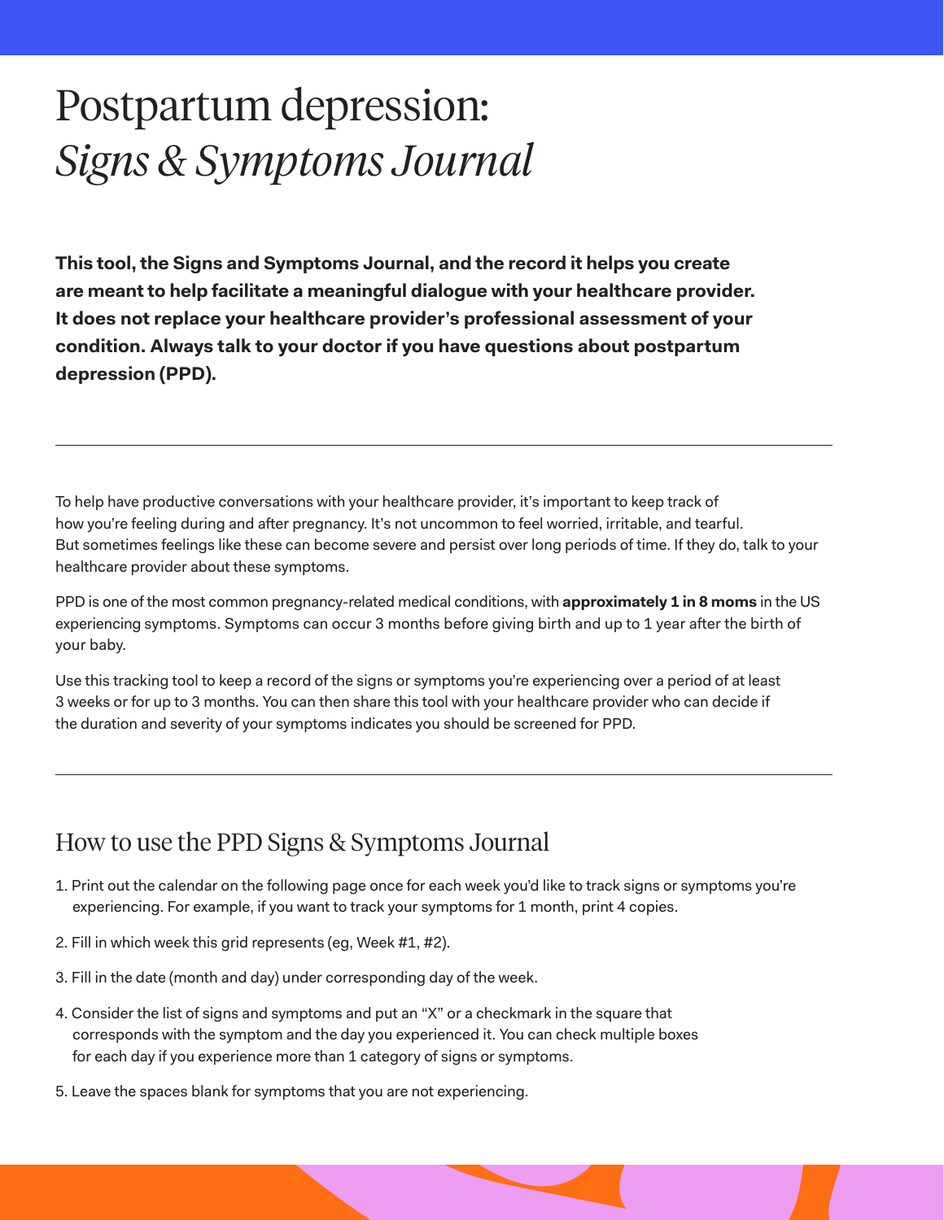# Postpartum depression: *Signs & Symptoms Journal*

**This tool, the Signs and Symptoms Journal, and the record it helps you create are meant to help facilitate a meaningful dialogue with your healthcare provider. It does not replace your healthcare provider's professional assessment of your condition. Always talk to your doctor if you have questions about postpartum depression (PPD).**

---

To help have productive conversations with your healthcare provider, it's important to keep track of how you're feeling during and after pregnancy. It's not uncommon to feel worried, irritable, and tearful. But sometimes feelings like these can become severe and persist over long periods of time. If they do, talk to your healthcare provider about these symptoms.

PPD is one of the most common pregnancy-related medical conditions, with **approximately 1 in 8 moms** in the US experiencing symptoms. Symptoms can occur 3 months before giving birth and up to 1 year after the birth of your baby.

Use this tracking tool to keep a record of the signs or symptoms you're experiencing over a period of at least 3 weeks or for up to 3 months. You can then share this tool with your healthcare provider who can decide if the duration and severity of your symptoms indicates you should be screened for PPD.

---

## How to use the PPD Signs & Symptoms Journal

1. Print out the calendar on the following page once for each week you'd like to track signs or symptoms you're experiencing. For example, if you want to track your symptoms for 1 month, print 4 copies.
2. Fill in which week this grid represents (eg, Week #1, #2).
3. Fill in the date (month and day) under corresponding day of the week.
4. Consider the list of signs and symptoms and put an "X" or a checkmark in the square that corresponds with the symptom and the day you experienced it. You can check multiple boxes for each day if you experience more than 1 category of signs or symptoms.
5. Leave the spaces blank for symptoms that you are not experiencing.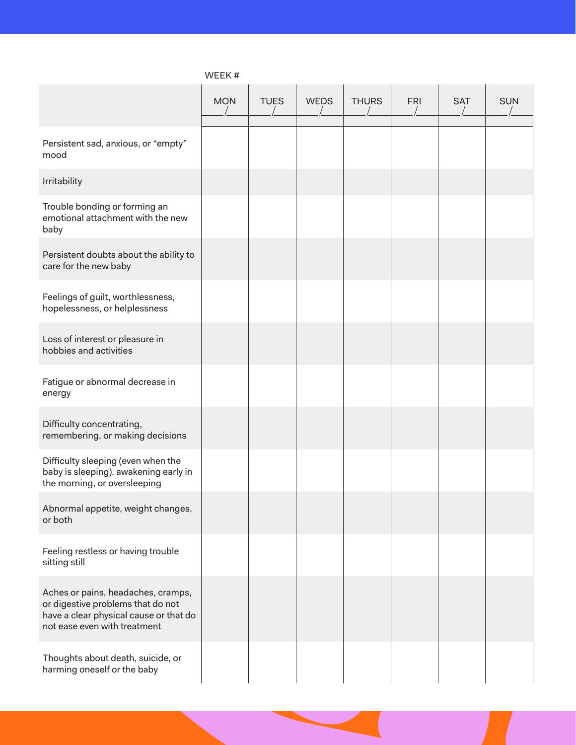WEEK #

| | MON<br>___/___ | TUES<br>___/___ | WEDS<br>___/___ | THURS<br>___/___ | FRI<br>___/___ | SAT<br>___/___ | SUN<br>___/___ |
|---|---|---|---|---|---|---|---|
| Persistent sad, anxious, or "empty" mood | | | | | | | |
| Irritability | | | | | | | |
| Trouble bonding or forming an emotional attachment with the new baby | | | | | | | |
| Persistent doubts about the ability to care for the new baby | | | | | | | |
| Feelings of guilt, worthlessness, hopelessness, or helplessness | | | | | | | |
| Loss of interest or pleasure in hobbies and activities | | | | | | | |
| Fatigue or abnormal decrease in energy | | | | | | | |
| Difficulty concentrating, remembering, or making decisions | | | | | | | |
| Difficulty sleeping (even when the baby is sleeping), awakening early in the morning, or oversleeping | | | | | | | |
| Abnormal appetite, weight changes, or both | | | | | | | |
| Feeling restless or having trouble sitting still | | | | | | | |
| Aches or pains, headaches, cramps, or digestive problems that do not have a clear physical cause or that do not ease even with treatment | | | | | | | |
| Thoughts about death, suicide, or harming oneself or the baby | | | | | | | |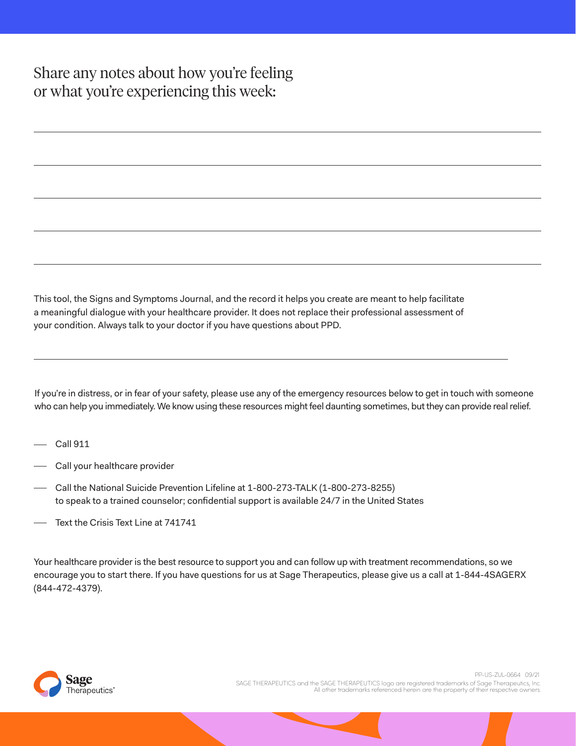## Share any notes about how you're feeling or what you're experiencing this week:

This tool, the Signs and Symptoms Journal, and the record it helps you create are meant to help facilitate a meaningful dialogue with your healthcare provider. It does not replace their professional assessment of your condition. Always talk to your doctor if you have questions about PPD.

---

If you're in distress, or in fear of your safety, please use any of the emergency resources below to get in touch with someone who can help you immediately. We know using these resources might feel daunting sometimes, but they can provide real relief.

- Call 911
- Call your healthcare provider
- Call the National Suicide Prevention Lifeline at 1-800-273-TALK (1-800-273-8255) to speak to a trained counselor; confidential support is available 24/7 in the United States
- Text the Crisis Text Line at 741741

Your healthcare provider is the best resource to support you and can follow up with treatment recommendations, so we encourage you to start there. If you have questions for us at Sage Therapeutics, please give us a call at 1-844-4SAGERX (844-472-4379).

Sage Therapeutics®

PP-US-ZUL-0664 09/21
SAGE THERAPEUTICS and the SAGE THERAPEUTICS logo are registered trademarks of Sage Therapeutics, Inc.
All other trademarks referenced herein are the property of their respective owners.